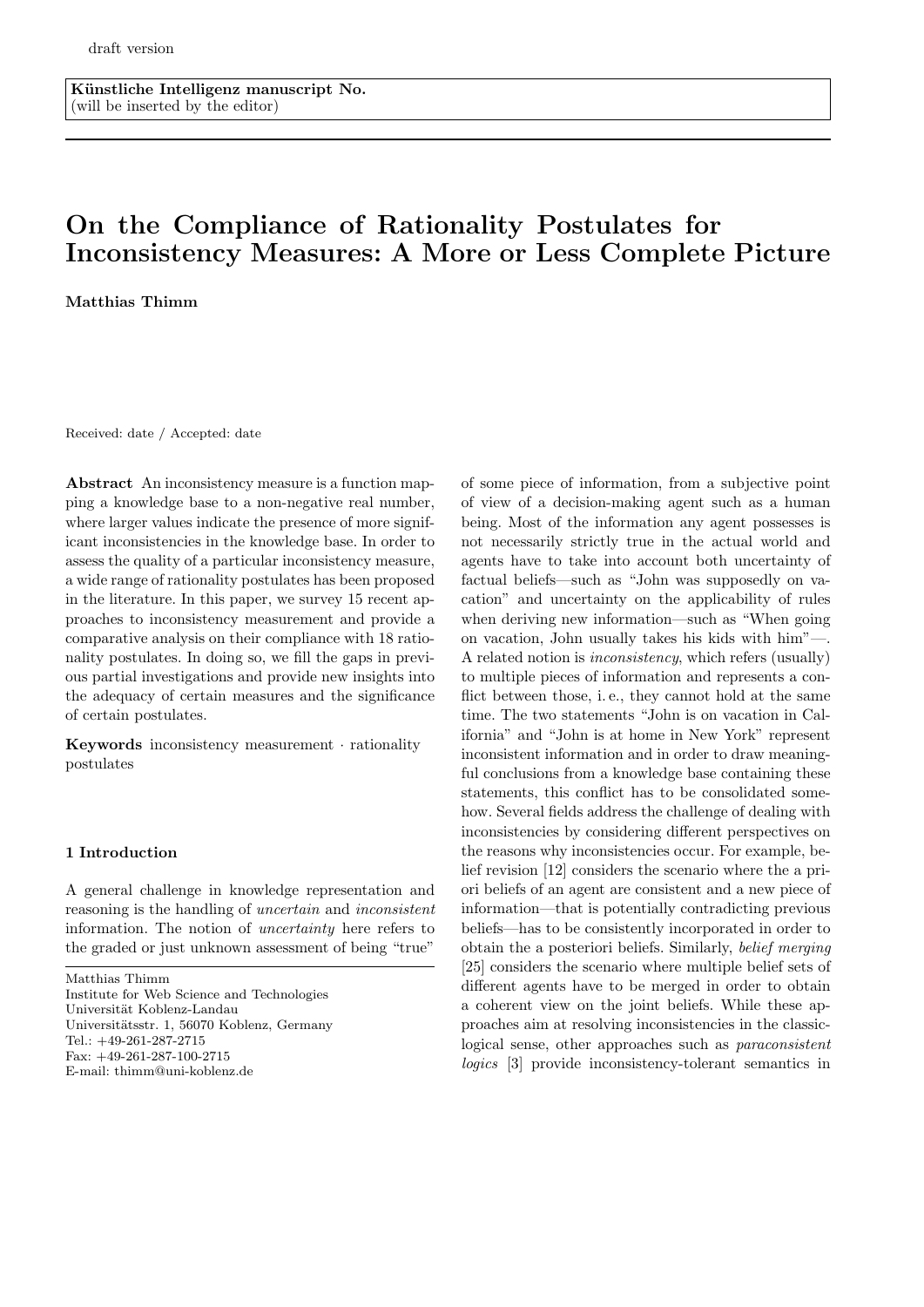draft version

**Künstliche Intelligenz manuscript No.**
(will be inserted by the editor)

# On the Compliance of Rationality Postulates for Inconsistency Measures: A More or Less Complete Picture

**Matthias Thimm**

Received: date / Accepted: date

**Abstract** An inconsistency measure is a function mapping a knowledge base to a non-negative real number, where larger values indicate the presence of more significant inconsistencies in the knowledge base. In order to assess the quality of a particular inconsistency measure, a wide range of rationality postulates has been proposed in the literature. In this paper, we survey 15 recent approaches to inconsistency measurement and provide a comparative analysis on their compliance with 18 rationality postulates. In doing so, we fill the gaps in previous partial investigations and provide new insights into the adequacy of certain measures and the significance of certain postulates.

**Keywords** inconsistency measurement · rationality postulates

## 1 Introduction

A general challenge in knowledge representation and reasoning is the handling of *uncertain* and *inconsistent* information. The notion of *uncertainty* here refers to the graded or just unknown assessment of being "true" of some piece of information, from a subjective point of view of a decision-making agent such as a human being. Most of the information any agent possesses is not necessarily strictly true in the actual world and agents have to take into account both uncertainty of factual beliefs—such as "John was supposedly on vacation" and uncertainty on the applicability of rules when deriving new information—such as "When going on vacation, John usually takes his kids with him"—. A related notion is *inconsistency*, which refers (usually) to multiple pieces of information and represents a conflict between those, i. e., they cannot hold at the same time. The two statements "John is on vacation in California" and "John is at home in New York" represent inconsistent information and in order to draw meaningful conclusions from a knowledge base containing these statements, this conflict has to be consolidated somehow. Several fields address the challenge of dealing with inconsistencies by considering different perspectives on the reasons why inconsistencies occur. For example, belief revision [12] considers the scenario where the a priori beliefs of an agent are consistent and a new piece of information—that is potentially contradicting previous beliefs—has to be consistently incorporated in order to obtain the a posteriori beliefs. Similarly, *belief merging* [25] considers the scenario where multiple belief sets of different agents have to be merged in order to obtain a coherent view on the joint beliefs. While these approaches aim at resolving inconsistencies in the classic-logical sense, other approaches such as *paraconsistent logics* [3] provide inconsistency-tolerant semantics in

---

Matthias Thimm
Institute for Web Science and Technologies
Universität Koblenz-Landau
Universitätsstr. 1, 56070 Koblenz, Germany
Tel.: +49-261-287-2715
Fax: +49-261-287-100-2715
E-mail: thimm@uni-koblenz.de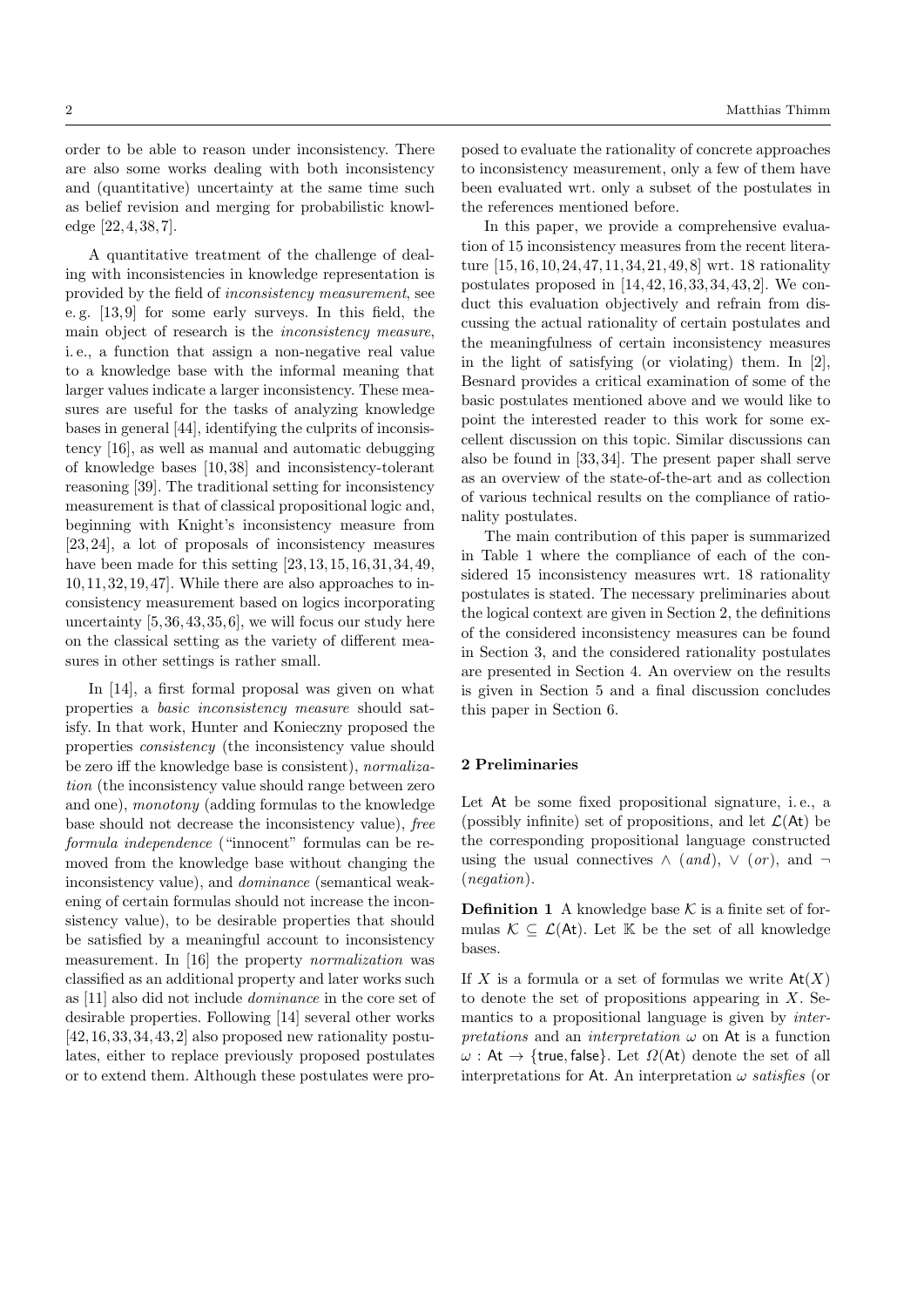order to be able to reason under inconsistency. There are also some works dealing with both inconsistency and (quantitative) uncertainty at the same time such as belief revision and merging for probabilistic knowledge [22, 4, 38, 7].

A quantitative treatment of the challenge of dealing with inconsistencies in knowledge representation is provided by the field of *inconsistency measurement*, see e. g. [13, 9] for some early surveys. In this field, the main object of research is the *inconsistency measure*, i. e., a function that assign a non-negative real value to a knowledge base with the informal meaning that larger values indicate a larger inconsistency. These measures are useful for the tasks of analyzing knowledge bases in general [44], identifying the culprits of inconsistency [16], as well as manual and automatic debugging of knowledge bases [10, 38] and inconsistency-tolerant reasoning [39]. The traditional setting for inconsistency measurement is that of classical propositional logic and, beginning with Knight's inconsistency measure from [23, 24], a lot of proposals of inconsistency measures have been made for this setting [23, 13, 15, 16, 31, 34, 49, 10, 11, 32, 19, 47]. While there are also approaches to inconsistency measurement based on logics incorporating uncertainty [5, 36, 43, 35, 6], we will focus our study here on the classical setting as the variety of different measures in other settings is rather small.

In [14], a first formal proposal was given on what properties a *basic inconsistency measure* should satisfy. In that work, Hunter and Konieczny proposed the properties *consistency* (the inconsistency value should be zero iff the knowledge base is consistent), *normalization* (the inconsistency value should range between zero and one), *monotony* (adding formulas to the knowledge base should not decrease the inconsistency value), *free formula independence* ("innocent" formulas can be removed from the knowledge base without changing the inconsistency value), and *dominance* (semantical weakening of certain formulas should not increase the inconsistency value), to be desirable properties that should be satisfied by a meaningful account to inconsistency measurement. In [16] the property *normalization* was classified as an additional property and later works such as [11] also did not include *dominance* in the core set of desirable properties. Following [14] several other works [42, 16, 33, 34, 43, 2] also proposed new rationality postulates, either to replace previously proposed postulates or to extend them. Although these postulates were proposed to evaluate the rationality of concrete approaches to inconsistency measurement, only a few of them have been evaluated wrt. only a subset of the postulates in the references mentioned before.

In this paper, we provide a comprehensive evaluation of 15 inconsistency measures from the recent literature [15, 16, 10, 24, 47, 11, 34, 21, 49, 8] wrt. 18 rationality postulates proposed in [14, 42, 16, 33, 34, 43, 2]. We conduct this evaluation objectively and refrain from discussing the actual rationality of certain postulates and the meaningfulness of certain inconsistency measures in the light of satisfying (or violating) them. In [2], Besnard provides a critical examination of some of the basic postulates mentioned above and we would like to point the interested reader to this work for some excellent discussion on this topic. Similar discussions can also be found in [33, 34]. The present paper shall serve as an overview of the state-of-the-art and as collection of various technical results on the compliance of rationality postulates.

The main contribution of this paper is summarized in Table 1 where the compliance of each of the considered 15 inconsistency measures wrt. 18 rationality postulates is stated. The necessary preliminaries about the logical context are given in Section 2, the definitions of the considered inconsistency measures can be found in Section 3, and the considered rationality postulates are presented in Section 4. An overview on the results is given in Section 5 and a final discussion concludes this paper in Section 6.

## 2 Preliminaries

Let $\mathsf{At}$ be some fixed propositional signature, i. e., a (possibly infinite) set of propositions, and let $\mathcal{L}(\mathsf{At})$ be the corresponding propositional language constructed using the usual connectives $\wedge$ (*and*), $\vee$ (*or*), and $\neg$ (*negation*).

**Definition 1** A knowledge base $\mathcal{K}$ is a finite set of formulas $\mathcal{K} \subseteq \mathcal{L}(\mathsf{At})$. Let $\mathbb{K}$ be the set of all knowledge bases.

If $X$ is a formula or a set of formulas we write $\mathsf{At}(X)$ to denote the set of propositions appearing in $X$. Semantics to a propositional language is given by *interpretations* and an *interpretation* $\omega$ on $\mathsf{At}$ is a function $\omega : \mathsf{At} \to \{\mathsf{true}, \mathsf{false}\}$. Let $\Omega(\mathsf{At})$ denote the set of all interpretations for $\mathsf{At}$. An interpretation $\omega$ *satisfies* (or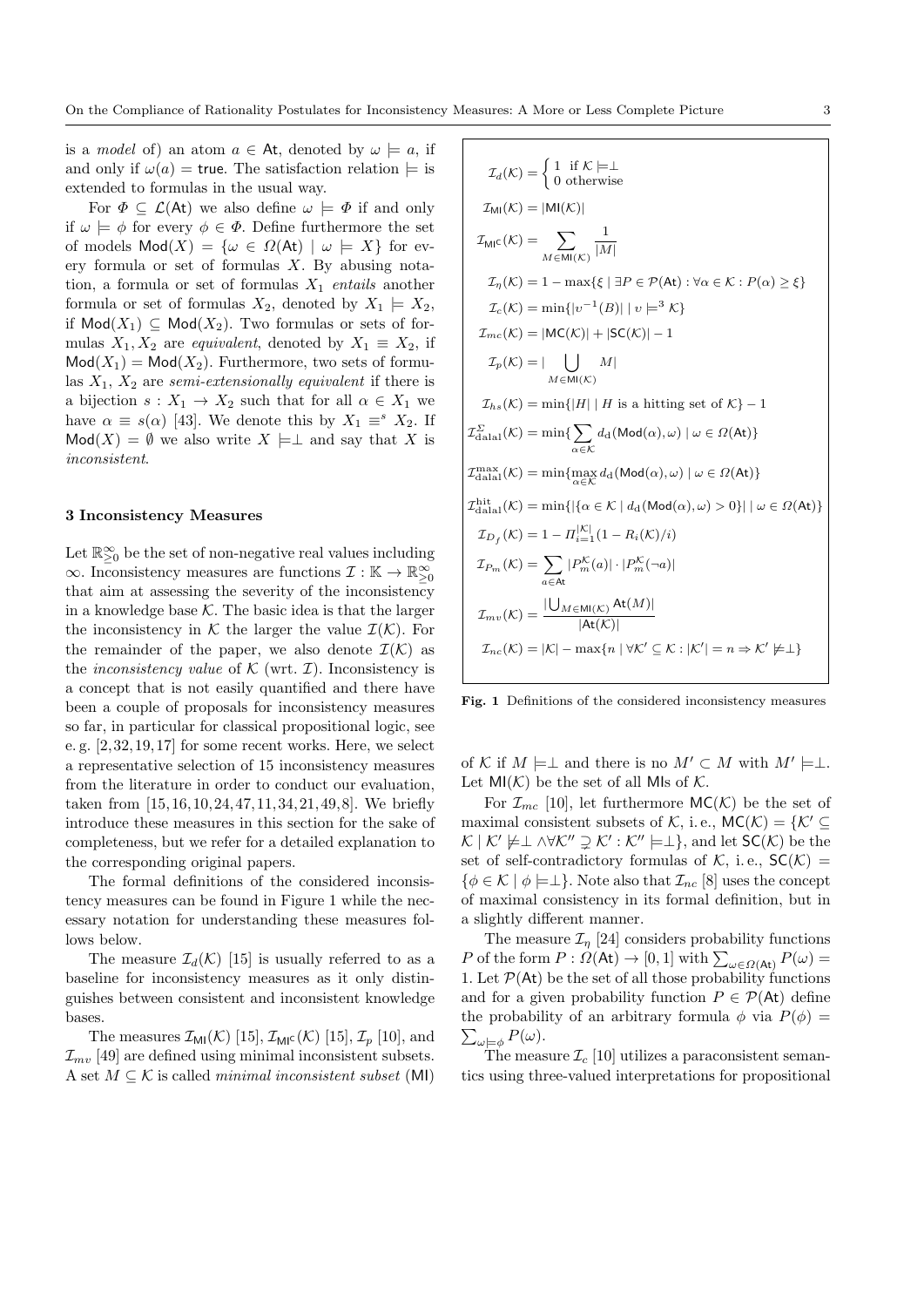is a *model* of) an atom $a \in \mathsf{At}$, denoted by $\omega \models a$, if and only if $\omega(a) = \mathsf{true}$. The satisfaction relation $\models$ is extended to formulas in the usual way.

For $\Phi \subseteq \mathcal{L}(\mathsf{At})$ we also define $\omega \models \Phi$ if and only if $\omega \models \phi$ for every $\phi \in \Phi$. Define furthermore the set of models $\mathsf{Mod}(X) = \{\omega \in \Omega(\mathsf{At}) \mid \omega \models X\}$ for every formula or set of formulas $X$. By abusing notation, a formula or set of formulas $X_1$ *entails* another formula or set of formulas $X_2$, denoted by $X_1 \models X_2$, if $\mathsf{Mod}(X_1) \subseteq \mathsf{Mod}(X_2)$. Two formulas or sets of formulas $X_1, X_2$ are *equivalent*, denoted by $X_1 \equiv X_2$, if $\mathsf{Mod}(X_1) = \mathsf{Mod}(X_2)$. Furthermore, two sets of formulas $X_1$, $X_2$ are *semi-extensionally equivalent* if there is a bijection $s : X_1 \to X_2$ such that for all $\alpha \in X_1$ we have $\alpha \equiv s(\alpha)$ [43]. We denote this by $X_1 \equiv^s X_2$. If $\mathsf{Mod}(X) = \emptyset$ we also write $X \models\perp$ and say that $X$ is *inconsistent*.

## 3 Inconsistency Measures

Let $\mathbb{R}^{\infty}_{\geq 0}$ be the set of non-negative real values including $\infty$. Inconsistency measures are functions $\mathcal{I} : \mathbb{K} \to \mathbb{R}^{\infty}_{\geq 0}$ that aim at assessing the severity of the inconsistency in a knowledge base $\mathcal{K}$. The basic idea is that the larger the inconsistency in $\mathcal{K}$ the larger the value $\mathcal{I}(\mathcal{K})$. For the remainder of the paper, we also denote $\mathcal{I}(\mathcal{K})$ as the *inconsistency value* of $\mathcal{K}$ (wrt. $\mathcal{I}$). Inconsistency is a concept that is not easily quantified and there have been a couple of proposals for inconsistency measures so far, in particular for classical propositional logic, see e. g. [2,32,19,17] for some recent works. Here, we select a representative selection of 15 inconsistency measures from the literature in order to conduct our evaluation, taken from [15,16,10,24,47,11,34,21,49,8]. We briefly introduce these measures in this section for the sake of completeness, but we refer for a detailed explanation to the corresponding original papers.

The formal definitions of the considered inconsistency measures can be found in Figure 1 while the necessary notation for understanding these measures follows below.

$$\mathcal{I}_d(\mathcal{K}) = \begin{cases} 1 & \text{if } \mathcal{K} \models\perp \\ 0 & \text{otherwise} \end{cases}$$

$$\mathcal{I}_{\mathsf{MI}}(\mathcal{K}) = |\mathsf{MI}(\mathcal{K})|$$

$$\mathcal{I}_{\mathsf{MI}^\mathsf{C}}(\mathcal{K}) = \sum_{M \in \mathsf{MI}(\mathcal{K})} \frac{1}{|M|}$$

$$\mathcal{I}_\eta(\mathcal{K}) = 1 - \max\{\xi \mid \exists P \in \mathcal{P}(\mathsf{At}) : \forall \alpha \in \mathcal{K} : P(\alpha) \geq \xi\}$$

$$\mathcal{I}_c(\mathcal{K}) = \min\{|\upsilon^{-1}(B)| \mid \upsilon \models^3 \mathcal{K}\}$$

$$\mathcal{I}_{mc}(\mathcal{K}) = |\mathsf{MC}(\mathcal{K})| + |\mathsf{SC}(\mathcal{K})| - 1$$

$$\mathcal{I}_p(\mathcal{K}) = |\bigcup_{M \in \mathsf{MI}(\mathcal{K})} M|$$

$$\mathcal{I}_{hs}(\mathcal{K}) = \min\{|H| \mid H \text{ is a hitting set of } \mathcal{K}\} - 1$$

$$\mathcal{I}^{\Sigma}_{\text{dalal}}(\mathcal{K}) = \min\{\sum_{\alpha \in \mathcal{K}} d_{\mathrm{d}}(\mathsf{Mod}(\alpha), \omega) \mid \omega \in \Omega(\mathsf{At})\}$$

$$\mathcal{I}^{\max}_{\text{dalal}}(\mathcal{K}) = \min\{\max_{\alpha \in \mathcal{K}} d_{\mathrm{d}}(\mathsf{Mod}(\alpha), \omega) \mid \omega \in \Omega(\mathsf{At})\}$$

$$\mathcal{I}^{\text{hit}}_{\text{dalal}}(\mathcal{K}) = \min\{|\{\alpha \in \mathcal{K} \mid d_{\mathrm{d}}(\mathsf{Mod}(\alpha), \omega) > 0\}| \mid \omega \in \Omega(\mathsf{At})\}$$

$$\mathcal{I}_{D_f}(\mathcal{K}) = 1 - \Pi_{i=1}^{|\mathcal{K}|}(1 - R_i(\mathcal{K})/i)$$

$$\mathcal{I}_{P_m}(\mathcal{K}) = \sum_{a \in \mathsf{At}} |P^{\mathcal{K}}_m(a)| \cdot |P^{\mathcal{K}}_m(\neg a)|$$

$$\mathcal{I}_{mv}(\mathcal{K}) = \frac{|\bigcup_{M \in \mathsf{MI}(\mathcal{K})} \mathsf{At}(M)|}{|\mathsf{At}(\mathcal{K})|}$$

$$\mathcal{I}_{nc}(\mathcal{K}) = |\mathcal{K}| - \max\{n \mid \forall \mathcal{K}' \subseteq \mathcal{K} : |\mathcal{K}'| = n \Rightarrow \mathcal{K}' \not\models\perp\}$$

**Fig. 1** Definitions of the considered inconsistency measures

The measure $\mathcal{I}_d(\mathcal{K})$ [15] is usually referred to as a baseline for inconsistency measures as it only distinguishes between consistent and inconsistent knowledge bases.

The measures $\mathcal{I}_{\mathsf{MI}}(\mathcal{K})$ [15], $\mathcal{I}_{\mathsf{MI}^\mathsf{C}}(\mathcal{K})$ [15], $\mathcal{I}_p$ [10], and $\mathcal{I}_{mv}$ [49] are defined using minimal inconsistent subsets. A set $M \subseteq \mathcal{K}$ is called *minimal inconsistent subset* (MI) of $\mathcal{K}$ if $M \models\perp$ and there is no $M' \subset M$ with $M' \models\perp$. Let $\mathsf{MI}(\mathcal{K})$ be the set of all MIs of $\mathcal{K}$.

For $\mathcal{I}_{mc}$ [10], let furthermore $\mathsf{MC}(\mathcal{K})$ be the set of maximal consistent subsets of $\mathcal{K}$, i. e., $\mathsf{MC}(\mathcal{K}) = \{\mathcal{K}' \subseteq \mathcal{K} \mid \mathcal{K}' \not\models\perp \wedge \forall \mathcal{K}'' \supsetneq \mathcal{K}' : \mathcal{K}'' \models\perp\}$, and let $\mathsf{SC}(\mathcal{K})$ be the set of self-contradictory formulas of $\mathcal{K}$, i. e., $\mathsf{SC}(\mathcal{K}) = \{\phi \in \mathcal{K} \mid \phi \models\perp\}$. Note also that $\mathcal{I}_{nc}$ [8] uses the concept of maximal consistency in its formal definition, but in a slightly different manner.

The measure $\mathcal{I}_\eta$ [24] considers probability functions $P$ of the form $P : \Omega(\mathsf{At}) \to [0, 1]$ with $\sum_{\omega \in \Omega(\mathsf{At})} P(\omega) = 1$. Let $\mathcal{P}(\mathsf{At})$ be the set of all those probability functions and for a given probability function $P \in \mathcal{P}(\mathsf{At})$ define the probability of an arbitrary formula $\phi$ via $P(\phi) = \sum_{\omega \models \phi} P(\omega)$.

The measure $\mathcal{I}_c$ [10] utilizes a paraconsistent semantics using three-valued interpretations for propositional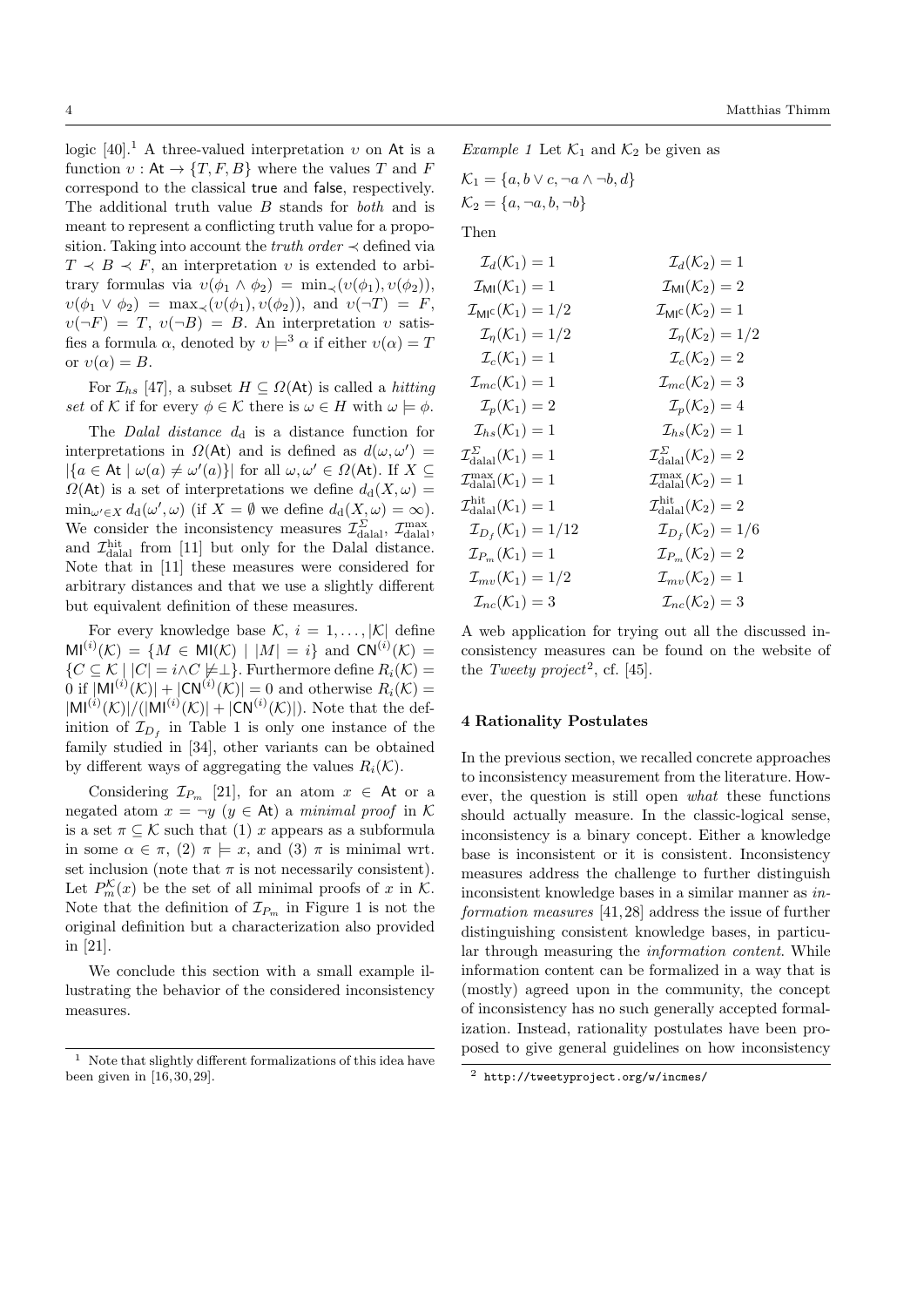logic [40].[1] A three-valued interpretation $\upsilon$ on $\mathsf{At}$ is a function $\upsilon : \mathsf{At} \to \{T, F, B\}$ where the values $T$ and $F$ correspond to the classical true and false, respectively. The additional truth value $B$ stands for *both* and is meant to represent a conflicting truth value for a proposition. Taking into account the *truth order* $\prec$ defined via $T \prec B \prec F$, an interpretation $\upsilon$ is extended to arbitrary formulas via $\upsilon(\phi_1 \wedge \phi_2) = \min_\prec(\upsilon(\phi_1), \upsilon(\phi_2))$, $\upsilon(\phi_1 \vee \phi_2) = \max_\prec(\upsilon(\phi_1), \upsilon(\phi_2))$, and $\upsilon(\neg T) = F$, $\upsilon(\neg F) = T$, $\upsilon(\neg B) = B$. An interpretation $\upsilon$ satisfies a formula $\alpha$, denoted by $\upsilon \models^3 \alpha$ if either $\upsilon(\alpha) = T$ or $\upsilon(\alpha) = B$.

For $\mathcal{I}_{hs}$ [47], a subset $H \subseteq \Omega(\mathsf{At})$ is called a *hitting set* of $\mathcal{K}$ if for every $\phi \in \mathcal{K}$ there is $\omega \in H$ with $\omega \models \phi$.

The *Dalal distance* $d_\mathrm{d}$ is a distance function for interpretations in $\Omega(\mathsf{At})$ and is defined as $d(\omega, \omega') = |\{a \in \mathsf{At} \mid \omega(a) \neq \omega'(a)\}|$ for all $\omega, \omega' \in \Omega(\mathsf{At})$. If $X \subseteq \Omega(\mathsf{At})$ is a set of interpretations we define $d_\mathrm{d}(X, \omega) = \min_{\omega' \in X} d_\mathrm{d}(\omega', \omega)$ (if $X = \emptyset$ we define $d_\mathrm{d}(X, \omega) = \infty$). We consider the inconsistency measures $\mathcal{I}^{\Sigma}_{\mathrm{dalal}}$, $\mathcal{I}^{\max}_{\mathrm{dalal}}$, and $\mathcal{I}^{\mathrm{hit}}_{\mathrm{dalal}}$ from [11] but only for the Dalal distance. Note that in [11] these measures were considered for arbitrary distances and that we use a slightly different but equivalent definition of these measures.

For every knowledge base $\mathcal{K}$, $i = 1, \ldots, |\mathcal{K}|$ define $\mathsf{MI}^{(i)}(\mathcal{K}) = \{M \in \mathsf{MI}(\mathcal{K}) \mid |M| = i\}$ and $\mathsf{CN}^{(i)}(\mathcal{K}) = \{C \subseteq \mathcal{K} \mid |C| = i \wedge C \not\models \perp\}$. Furthermore define $R_i(\mathcal{K}) = 0$ if $|\mathsf{MI}^{(i)}(\mathcal{K})| + |\mathsf{CN}^{(i)}(\mathcal{K})| = 0$ and otherwise $R_i(\mathcal{K}) = |\mathsf{MI}^{(i)}(\mathcal{K})| / (|\mathsf{MI}^{(i)}(\mathcal{K})| + |\mathsf{CN}^{(i)}(\mathcal{K})|)$. Note that the definition of $\mathcal{I}_{D_f}$ in Table 1 is only one instance of the family studied in [34], other variants can be obtained by different ways of aggregating the values $R_i(\mathcal{K})$.

Considering $\mathcal{I}_{P_m}$ [21], for an atom $x \in \mathsf{At}$ or a negated atom $x = \neg y$ ($y \in \mathsf{At}$) a *minimal proof* in $\mathcal{K}$ is a set $\pi \subseteq \mathcal{K}$ such that (1) $x$ appears as a subformula in some $\alpha \in \pi$, (2) $\pi \models x$, and (3) $\pi$ is minimal wrt. set inclusion (note that $\pi$ is not necessarily consistent). Let $P^{\mathcal{K}}_m(x)$ be the set of all minimal proofs of $x$ in $\mathcal{K}$. Note that the definition of $\mathcal{I}_{P_m}$ in Figure 1 is not the original definition but a characterization also provided in [21].

We conclude this section with a small example illustrating the behavior of the considered inconsistency measures.

*Example 1* Let $\mathcal{K}_1$ and $\mathcal{K}_2$ be given as

$\mathcal{K}_1 = \{a, b \vee c, \neg a \wedge \neg b, d\}$

$\mathcal{K}_2 = \{a, \neg a, b, \neg b\}$

Then

| | |
|---|---|
| $\mathcal{I}_d(\mathcal{K}_1) = 1$ | $\mathcal{I}_d(\mathcal{K}_2) = 1$ |
| $\mathcal{I}_{\mathsf{MI}}(\mathcal{K}_1) = 1$ | $\mathcal{I}_{\mathsf{MI}}(\mathcal{K}_2) = 2$ |
| $\mathcal{I}_{\mathsf{MI}^\mathsf{C}}(\mathcal{K}_1) = 1/2$ | $\mathcal{I}_{\mathsf{MI}^\mathsf{C}}(\mathcal{K}_2) = 1$ |
| $\mathcal{I}_\eta(\mathcal{K}_1) = 1/2$ | $\mathcal{I}_\eta(\mathcal{K}_2) = 1/2$ |
| $\mathcal{I}_c(\mathcal{K}_1) = 1$ | $\mathcal{I}_c(\mathcal{K}_2) = 2$ |
| $\mathcal{I}_{mc}(\mathcal{K}_1) = 1$ | $\mathcal{I}_{mc}(\mathcal{K}_2) = 3$ |
| $\mathcal{I}_p(\mathcal{K}_1) = 2$ | $\mathcal{I}_p(\mathcal{K}_2) = 4$ |
| $\mathcal{I}_{hs}(\mathcal{K}_1) = 1$ | $\mathcal{I}_{hs}(\mathcal{K}_2) = 1$ |
| $\mathcal{I}^{\Sigma}_{\mathrm{dalal}}(\mathcal{K}_1) = 1$ | $\mathcal{I}^{\Sigma}_{\mathrm{dalal}}(\mathcal{K}_2) = 2$ |
| $\mathcal{I}^{\max}_{\mathrm{dalal}}(\mathcal{K}_1) = 1$ | $\mathcal{I}^{\max}_{\mathrm{dalal}}(\mathcal{K}_2) = 1$ |
| $\mathcal{I}^{\mathrm{hit}}_{\mathrm{dalal}}(\mathcal{K}_1) = 1$ | $\mathcal{I}^{\mathrm{hit}}_{\mathrm{dalal}}(\mathcal{K}_2) = 2$ |
| $\mathcal{I}_{D_f}(\mathcal{K}_1) = 1/12$ | $\mathcal{I}_{D_f}(\mathcal{K}_2) = 1/6$ |
| $\mathcal{I}_{P_m}(\mathcal{K}_1) = 1$ | $\mathcal{I}_{P_m}(\mathcal{K}_2) = 2$ |
| $\mathcal{I}_{mv}(\mathcal{K}_1) = 1/2$ | $\mathcal{I}_{mv}(\mathcal{K}_2) = 1$ |
| $\mathcal{I}_{nc}(\mathcal{K}_1) = 3$ | $\mathcal{I}_{nc}(\mathcal{K}_2) = 3$ |

A web application for trying out all the discussed inconsistency measures can be found on the website of the *Tweety project*[2], cf. [45].

## 4 Rationality Postulates

In the previous section, we recalled concrete approaches to inconsistency measurement from the literature. However, the question is still open *what* these functions should actually measure. In the classic-logical sense, inconsistency is a binary concept. Either a knowledge base is inconsistent or it is consistent. Inconsistency measures address the challenge to further distinguish inconsistent knowledge bases in a similar manner as *information measures* [41,28] address the issue of further distinguishing consistent knowledge bases, in particular through measuring the *information content*. While information content can be formalized in a way that is (mostly) agreed upon in the community, the concept of inconsistency has no such generally accepted formalization. Instead, rationality postulates have been proposed to give general guidelines on how inconsistency

[1] Note that slightly different formalizations of this idea have been given in [16,30,29].

[2] http://tweetyproject.org/w/incmes/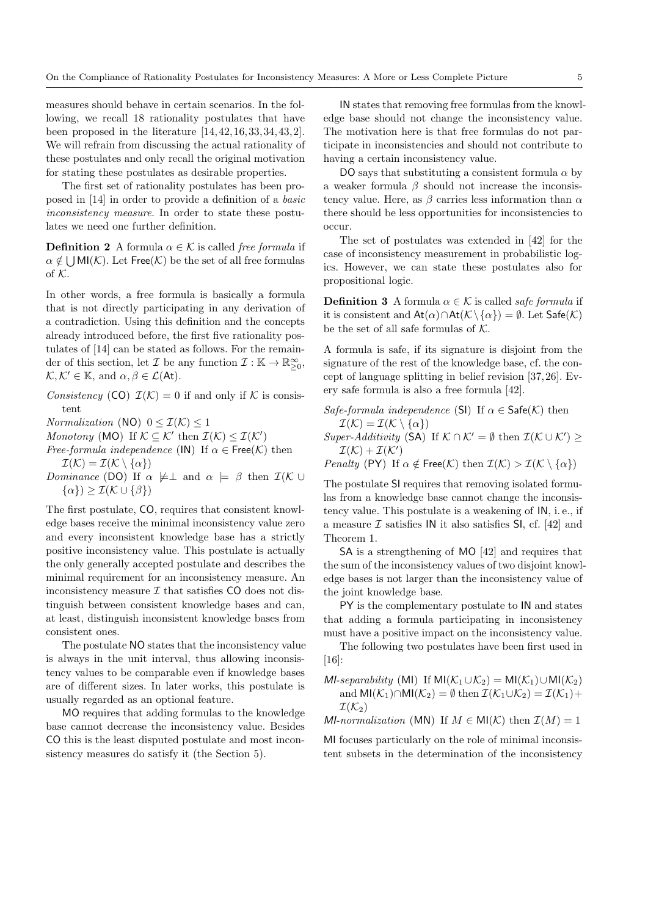measures should behave in certain scenarios. In the following, we recall 18 rationality postulates that have been proposed in the literature [14, 42, 16, 33, 34, 43, 2]. We will refrain from discussing the actual rationality of these postulates and only recall the original motivation for stating these postulates as desirable properties.

The first set of rationality postulates has been proposed in [14] in order to provide a definition of a *basic inconsistency measure*. In order to state these postulates we need one further definition.

**Definition 2** A formula $\alpha \in \mathcal{K}$ is called *free formula* if $\alpha \notin \bigcup \mathsf{MI}(\mathcal{K})$. Let $\mathsf{Free}(\mathcal{K})$ be the set of all free formulas of $\mathcal{K}$.

In other words, a free formula is basically a formula that is not directly participating in any derivation of a contradiction. Using this definition and the concepts already introduced before, the first five rationality postulates of [14] can be stated as follows. For the remainder of this section, let $\mathcal{I}$ be any function $\mathcal{I} : \mathbb{K} \to \mathbb{R}^{\infty}_{\geq 0}$, $\mathcal{K}, \mathcal{K}' \in \mathbb{K}$, and $\alpha, \beta \in \mathcal{L}(\mathsf{At})$.

*Consistency* (CO) $\mathcal{I}(\mathcal{K}) = 0$ if and only if $\mathcal{K}$ is consistent

*Normalization* (NO) $0 \leq \mathcal{I}(\mathcal{K}) \leq 1$

*Monotony* (MO) If $\mathcal{K} \subseteq \mathcal{K}'$ then $\mathcal{I}(\mathcal{K}) \leq \mathcal{I}(\mathcal{K}')$

*Free-formula independence* (IN) If $\alpha \in \mathsf{Free}(\mathcal{K})$ then $\mathcal{I}(\mathcal{K}) = \mathcal{I}(\mathcal{K} \setminus \{\alpha\})$

*Dominance* (DO) If $\alpha \not\models \perp$ and $\alpha \models \beta$ then $\mathcal{I}(\mathcal{K} \cup \{\alpha\}) \geq \mathcal{I}(\mathcal{K} \cup \{\beta\})$

The first postulate, CO, requires that consistent knowledge bases receive the minimal inconsistency value zero and every inconsistent knowledge base has a strictly positive inconsistency value. This postulate is actually the only generally accepted postulate and describes the minimal requirement for an inconsistency measure. An inconsistency measure $\mathcal{I}$ that satisfies CO does not distinguish between consistent knowledge bases and can, at least, distinguish inconsistent knowledge bases from consistent ones.

The postulate NO states that the inconsistency value is always in the unit interval, thus allowing inconsistency values to be comparable even if knowledge bases are of different sizes. In later works, this postulate is usually regarded as an optional feature.

MO requires that adding formulas to the knowledge base cannot decrease the inconsistency value. Besides CO this is the least disputed postulate and most inconsistency measures do satisfy it (the Section 5).

IN states that removing free formulas from the knowledge base should not change the inconsistency value. The motivation here is that free formulas do not participate in inconsistencies and should not contribute to having a certain inconsistency value.

DO says that substituting a consistent formula $\alpha$ by a weaker formula $\beta$ should not increase the inconsistency value. Here, as $\beta$ carries less information than $\alpha$ there should be less opportunities for inconsistencies to occur.

The set of postulates was extended in [42] for the case of inconsistency measurement in probabilistic logics. However, we can state these postulates also for propositional logic.

**Definition 3** A formula $\alpha \in \mathcal{K}$ is called *safe formula* if it is consistent and $\mathsf{At}(\alpha) \cap \mathsf{At}(\mathcal{K} \setminus \{\alpha\}) = \emptyset$. Let $\mathsf{Safe}(\mathcal{K})$ be the set of all safe formulas of $\mathcal{K}$.

A formula is safe, if its signature is disjoint from the signature of the rest of the knowledge base, cf. the concept of language splitting in belief revision [37, 26]. Every safe formula is also a free formula [42].

*Safe-formula independence* (SI) If $\alpha \in \mathsf{Safe}(\mathcal{K})$ then $\mathcal{I}(\mathcal{K}) = \mathcal{I}(\mathcal{K} \setminus \{\alpha\})$

*Super-Additivity* (SA) If $\mathcal{K} \cap \mathcal{K}' = \emptyset$ then $\mathcal{I}(\mathcal{K} \cup \mathcal{K}') \geq \mathcal{I}(\mathcal{K}) + \mathcal{I}(\mathcal{K}')$

*Penalty* (PY) If $\alpha \notin \mathsf{Free}(\mathcal{K})$ then $\mathcal{I}(\mathcal{K}) > \mathcal{I}(\mathcal{K} \setminus \{\alpha\})$

The postulate SI requires that removing isolated formulas from a knowledge base cannot change the inconsistency value. This postulate is a weakening of IN, i. e., if a measure $\mathcal{I}$ satisfies IN it also satisfies SI, cf. [42] and Theorem 1.

SA is a strengthening of MO [42] and requires that the sum of the inconsistency values of two disjoint knowledge bases is not larger than the inconsistency value of the joint knowledge base.

PY is the complementary postulate to IN and states that adding a formula participating in inconsistency must have a positive impact on the inconsistency value.

The following two postulates have been first used in [16]:

*MI-separability* (MI) If $\mathsf{MI}(\mathcal{K}_1 \cup \mathcal{K}_2) = \mathsf{MI}(\mathcal{K}_1) \cup \mathsf{MI}(\mathcal{K}_2)$ and $\mathsf{MI}(\mathcal{K}_1) \cap \mathsf{MI}(\mathcal{K}_2) = \emptyset$ then $\mathcal{I}(\mathcal{K}_1 \cup \mathcal{K}_2) = \mathcal{I}(\mathcal{K}_1) + \mathcal{I}(\mathcal{K}_2)$

*MI-normalization* (MN) If $M \in \mathsf{MI}(\mathcal{K})$ then $\mathcal{I}(M) = 1$

MI focuses particularly on the role of minimal inconsistent subsets in the determination of the inconsistency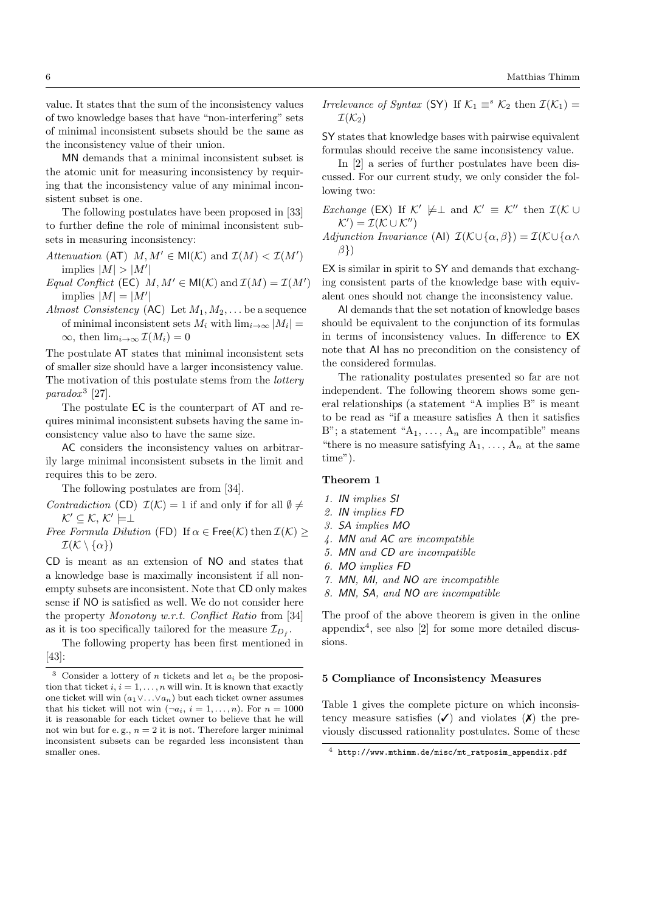value. It states that the sum of the inconsistency values of two knowledge bases that have "non-interfering" sets of minimal inconsistent subsets should be the same as the inconsistency value of their union.

MN demands that a minimal inconsistent subset is the atomic unit for measuring inconsistency by requiring that the inconsistency value of any minimal inconsistent subset is one.

The following postulates have been proposed in [33] to further define the role of minimal inconsistent subsets in measuring inconsistency:

*Attenuation* (AT) $M, M' \in \mathsf{MI}(\mathcal{K})$ and $\mathcal{I}(M) < \mathcal{I}(M')$ implies $|M| > |M'|$

*Equal Conflict* (EC) $M, M' \in \mathsf{MI}(\mathcal{K})$ and $\mathcal{I}(M) = \mathcal{I}(M')$ implies $|M| = |M'|$

*Almost Consistency* (AC) Let $M_1, M_2, \ldots$ be a sequence of minimal inconsistent sets $M_i$ with $\lim_{i\to\infty} |M_i| = \infty$, then $\lim_{i\to\infty} \mathcal{I}(M_i) = 0$

The postulate AT states that minimal inconsistent sets of smaller size should have a larger inconsistency value. The motivation of this postulate stems from the *lottery paradox*[3] [27].

The postulate EC is the counterpart of AT and requires minimal inconsistent subsets having the same inconsistency value also to have the same size.

AC considers the inconsistency values on arbitrarily large minimal inconsistent subsets in the limit and requires this to be zero.

The following postulates are from [34].

*Contradiction* (CD) $\mathcal{I}(\mathcal{K}) = 1$ if and only if for all $\emptyset \neq \mathcal{K}' \subseteq \mathcal{K}$, $\mathcal{K}' \models \perp$

*Free Formula Dilution* (FD) If $\alpha \in \mathsf{Free}(\mathcal{K})$ then $\mathcal{I}(\mathcal{K}) \geq \mathcal{I}(\mathcal{K} \setminus \{\alpha\})$

CD is meant as an extension of NO and states that a knowledge base is maximally inconsistent if all nonempty subsets are inconsistent. Note that CD only makes sense if NO is satisfied as well. We do not consider here the property *Monotony w.r.t. Conflict Ratio* from [34] as it is too specifically tailored for the measure $\mathcal{I}_{D_f}$.

The following property has been first mentioned in [43]:

*Irrelevance of Syntax* (SY) If $\mathcal{K}_1 \equiv^s \mathcal{K}_2$ then $\mathcal{I}(\mathcal{K}_1) = \mathcal{I}(\mathcal{K}_2)$

SY states that knowledge bases with pairwise equivalent formulas should receive the same inconsistency value.

In [2] a series of further postulates have been discussed. For our current study, we only consider the following two:

*Exchange* (EX) If $\mathcal{K}' \not\models \perp$ and $\mathcal{K}' \equiv \mathcal{K}''$ then $\mathcal{I}(\mathcal{K} \cup \mathcal{K}') = \mathcal{I}(\mathcal{K} \cup \mathcal{K}'')$

*Adjunction Invariance* (AI) $\mathcal{I}(\mathcal{K} \cup \{\alpha, \beta\}) = \mathcal{I}(\mathcal{K} \cup \{\alpha \wedge \beta\})$

EX is similar in spirit to SY and demands that exchanging consistent parts of the knowledge base with equivalent ones should not change the inconsistency value.

AI demands that the set notation of knowledge bases should be equivalent to the conjunction of its formulas in terms of inconsistency values. In difference to EX note that AI has no precondition on the consistency of the considered formulas.

The rationality postulates presented so far are not independent. The following theorem shows some general relationships (a statement "A implies B" is meant to be read as "if a measure satisfies A then it satisfies B"; a statement "$A_1$, ..., $A_n$ are incompatible" means "there is no measure satisfying $A_1$, ..., $A_n$ at the same time").

**Theorem 1**

1. *IN implies SI*
2. *IN implies FD*
3. *SA implies MO*
4. *MN and AC are incompatible*
5. *MN and CD are incompatible*
6. *MO implies FD*
7. *MN, MI, and NO are incompatible*
8. *MN, SA, and NO are incompatible*

The proof of the above theorem is given in the online appendix[4], see also [2] for some more detailed discussions.

## 5 Compliance of Inconsistency Measures

Table 1 gives the complete picture on which inconsistency measure satisfies (✓) and violates (✗) the previously discussed rationality postulates. Some of these

---

[3] Consider a lottery of $n$ tickets and let $a_i$ be the proposition that ticket $i$, $i = 1, \ldots, n$ will win. It is known that exactly one ticket will win ($a_1 \vee \ldots \vee a_n$) but each ticket owner assumes that his ticket will not win ($\neg a_i$, $i = 1, \ldots, n$). For $n = 1000$ it is reasonable for each ticket owner to believe that he will not win but for e. g., $n = 2$ it is not. Therefore larger minimal inconsistent subsets can be regarded less inconsistent than smaller ones.

[4] `http://www.mthimm.de/misc/mt_ratposim_appendix.pdf`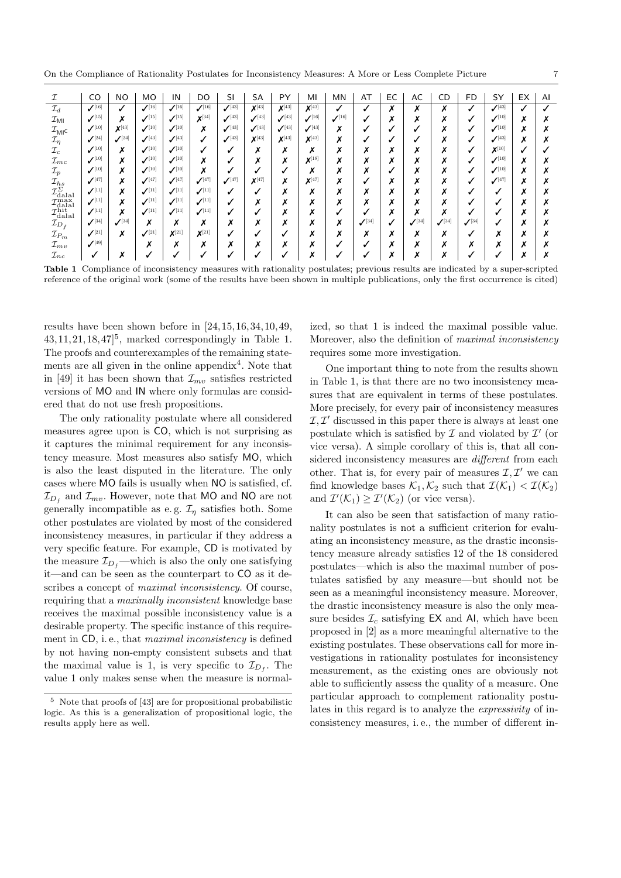| $\mathcal{I}$ | CO | NO | MO | IN | DO | SI | SA | PY | MI | MN | AT | EC | AC | CD | FD | SY | EX | AI |
|---|---|---|---|---|---|---|---|---|---|---|---|---|---|---|---|---|---|---|
| $\mathcal{I}_d$ | ✓[16] | ✓ | ✓[16] | ✓[16] | ✓[16] | ✓[43] | ✗[43] | ✗[43] | ✗[43] | ✓ | ✓ | ✗ | ✗ | ✗ | ✓ | ✓[43] | ✓ | ✓ |
| $\mathcal{I}_{\mathsf{MI}}$ | ✓[15] | ✗ | ✓[15] | ✓[15] | ✗[34] | ✓[43] | ✓[43] | ✓[43] | ✓[16] | ✓[16] | ✓ | ✗ | ✗ | ✗ | ✓ | ✓[10] | ✗ | ✗ |
| $\mathcal{I}_{\mathsf{MI}^{\mathsf{C}}}$ | ✓[10] | ✗[43] | ✓[10] | ✓[10] | ✗ | ✓[43] | ✓[43] | ✓[43] | ✓[43] | ✗ | ✓ | ✓ | ✓ | ✗ | ✓ | ✓[10] | ✗ | ✗ |
| $\mathcal{I}_\eta$ | ✓[24] | ✓[24] | ✓[43] | ✓[43] | ✓ | ✓[43] | ✗[43] | ✗[43] | ✗[43] | ✗ | ✓ | ✓ | ✓ | ✗ | ✓ | ✓[43] | ✗ | ✗ |
| $\mathcal{I}_c$ | ✓[10] | ✗ | ✓[10] | ✓[10] | ✓ | ✓ | ✗ | ✗ | ✗ | ✗ | ✗ | ✗ | ✗ | ✗ | ✓ | ✗[10] | ✓ | ✓ |
| $\mathcal{I}_{mc}$ | ✓[10] | ✗ | ✓[10] | ✓[10] | ✗ | ✓ | ✗ | ✗ | ✗[18] | ✗ | ✗ | ✗ | ✗ | ✗ | ✓ | ✓[10] | ✗ | ✗ |
| $\mathcal{I}_p$ | ✓[10] | ✗ | ✓[10] | ✓[10] | ✗ | ✓ | ✓ | ✓ | ✗ | ✗ | ✗ | ✓ | ✗ | ✗ | ✓ | ✓[10] | ✗ | ✗ |
| $\mathcal{I}_{hs}$ | ✓[47] | ✗ | ✓[47] | ✓[47] | ✓[47] | ✓[47] | ✗[47] | ✗ | ✗[47] | ✗ | ✓ | ✗ | ✗ | ✗ | ✓ | ✓[47] | ✗ | ✗ |
| $\mathcal{I}^{\Sigma}_{\text{dalal}}$ | ✓[11] | ✗ | ✓[11] | ✓[11] | ✓[11] | ✓ | ✓ | ✗ | ✗ | ✗ | ✗ | ✗ | ✗ | ✗ | ✓ | ✓ | ✗ | ✗ |
| $\mathcal{I}^{\max}_{\text{dalal}}$ | ✓[11] | ✗ | ✓[11] | ✓[11] | ✓[11] | ✓ | ✗ | ✗ | ✗ | ✗ | ✗ | ✗ | ✗ | ✗ | ✓ | ✓ | ✗ | ✗ |
| $\mathcal{I}^{\text{hit}}_{\text{dalal}}$ | ✓[11] | ✗ | ✓[11] | ✓[11] | ✓[11] | ✓ | ✓ | ✗ | ✗ | ✓ | ✓ | ✗ | ✗ | ✗ | ✓ | ✓ | ✗ | ✗ |
| $\mathcal{I}_{D_f}$ | ✓[34] | ✓[34] | ✗ | ✗ | ✗ | ✗ | ✗ | ✗ | ✗ | ✗ | ✓[34] | ✓ | ✓[34] | ✓[34] | ✓[34] | ✓ | ✗ | ✗ |
| $\mathcal{I}_{P_m}$ | ✓[21] | ✗ | ✓[21] | ✗[21] | ✗[21] | ✓ | ✓ | ✓ | ✗ | ✗ | ✗ | ✗ | ✗ | ✗ | ✓ | ✗ | ✗ | ✗ |
| $\mathcal{I}_{mv}$ | ✓[49] | | ✗ | ✗ | ✗ | ✗ | ✗ | ✗ | ✗ | ✓ | ✓ | ✗ | ✗ | ✗ | ✗ | ✗ | ✗ | ✗ |
| $\mathcal{I}_{nc}$ | ✓ | ✗ | ✓ | ✓ | ✓ | ✓ | ✓ | ✓ | ✗ | ✓ | ✓ | ✗ | ✗ | ✗ | ✓ | ✓ | ✗ | ✗ |

**Table 1** Compliance of inconsistency measures with rationality postulates; previous results are indicated by a super-scripted reference of the original work (some of the results have been shown in multiple publications, only the first occurrence is cited)

results have been shown before in [24,15,16,34,10,49, 43,11,21,18,47][5], marked correspondingly in Table 1. The proofs and counterexamples of the remaining statements are all given in the online appendix[4]. Note that in [49] it has been shown that $\mathcal{I}_{mv}$ satisfies restricted versions of MO and IN where only formulas are considered that do not use fresh propositions.

The only rationality postulate where all considered measures agree upon is CO, which is not surprising as it captures the minimal requirement for any inconsistency measure. Most measures also satisfy MO, which is also the least disputed in the literature. The only cases where MO fails is usually when NO is satisfied, cf. $\mathcal{I}_{D_f}$ and $\mathcal{I}_{mv}$. However, note that MO and NO are not generally incompatible as e. g. $\mathcal{I}_\eta$ satisfies both. Some other postulates are violated by most of the considered inconsistency measures, in particular if they address a very specific feature. For example, CD is motivated by the measure $\mathcal{I}_{D_f}$—which is also the only one satisfying it—and can be seen as the counterpart to CO as it describes a concept of *maximal inconsistency*. Of course, requiring that a *maximally inconsistent* knowledge base receives the maximal possible inconsistency value is a desirable property. The specific instance of this requirement in CD, i. e., that *maximal inconsistency* is defined by not having non-empty consistent subsets and that the maximal value is 1, is very specific to $\mathcal{I}_{D_f}$. The value 1 only makes sense when the measure is normalized, so that 1 is indeed the maximal possible value. Moreover, also the definition of *maximal inconsistency* requires some more investigation.

One important thing to note from the results shown in Table 1, is that there are no two inconsistency measures that are equivalent in terms of these postulates. More precisely, for every pair of inconsistency measures $\mathcal{I}, \mathcal{I}'$ discussed in this paper there is always at least one postulate which is satisfied by $\mathcal{I}$ and violated by $\mathcal{I}'$ (or vice versa). A simple corollary of this is, that all considered inconsistency measures are *different* from each other. That is, for every pair of measures $\mathcal{I}, \mathcal{I}'$ we can find knowledge bases $\mathcal{K}_1, \mathcal{K}_2$ such that $\mathcal{I}(\mathcal{K}_1) < \mathcal{I}(\mathcal{K}_2)$ and $\mathcal{I}'(\mathcal{K}_1) \geq \mathcal{I}'(\mathcal{K}_2)$ (or vice versa).

It can also be seen that satisfaction of many rationality postulates is not a sufficient criterion for evaluating an inconsistency measure, as the drastic inconsistency measure already satisfies 12 of the 18 considered postulates—which is also the maximal number of postulates satisfied by any measure—but should not be seen as a meaningful inconsistency measure. Moreover, the drastic inconsistency measure is also the only measure besides $\mathcal{I}_c$ satisfying EX and AI, which have been proposed in [2] as a more meaningful alternative to the existing postulates. These observations call for more investigations in rationality postulates for inconsistency measurement, as the existing ones are obviously not able to sufficiently assess the quality of a measure. One particular approach to complement rationality postulates in this regard is to analyze the *expressivity* of inconsistency measures, i. e., the number of different in-

[5] Note that proofs of [43] are for propositional probabilistic logic. As this is a generalization of propositional logic, the results apply here as well.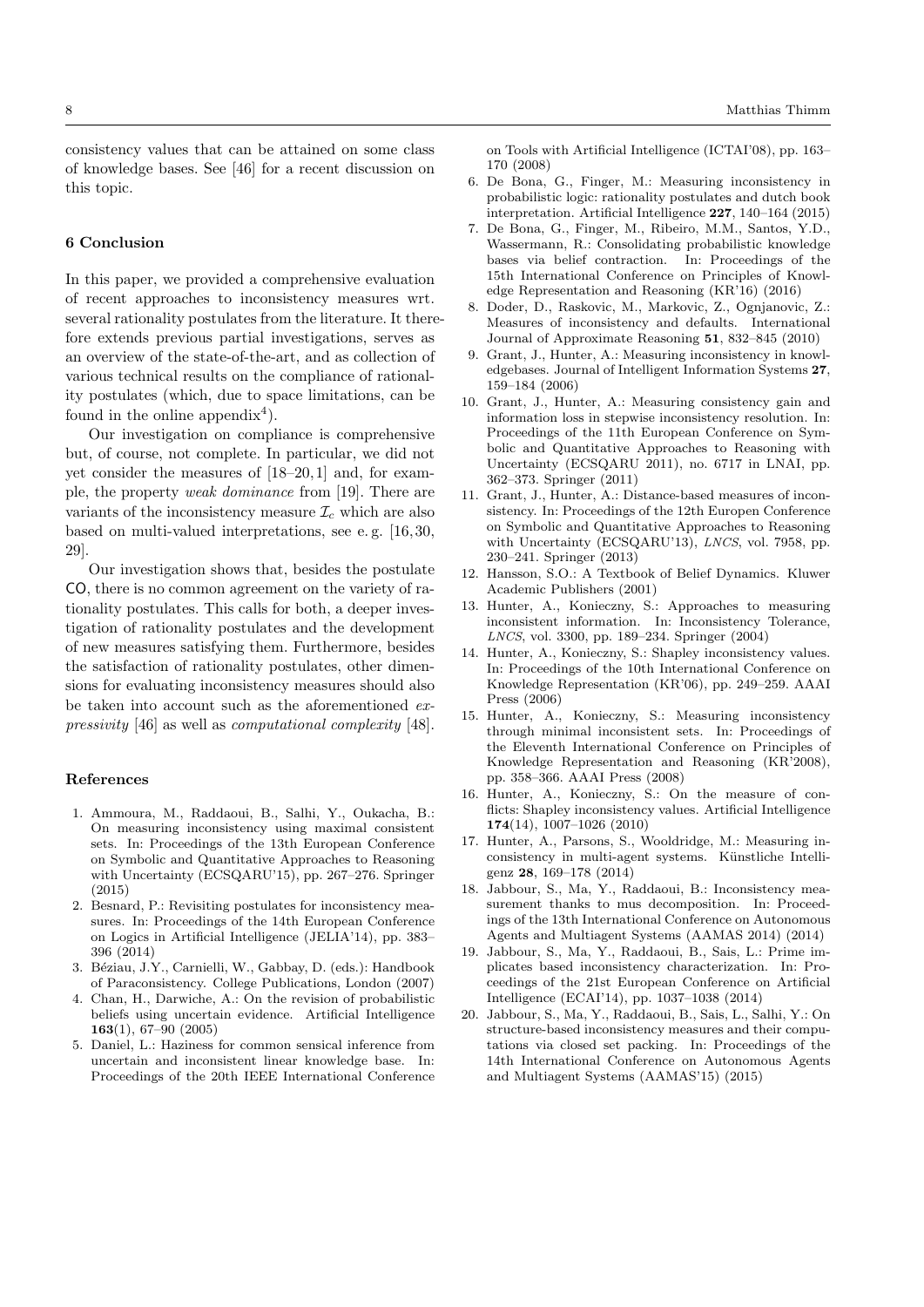consistency values that can be attained on some class of knowledge bases. See [46] for a recent discussion on this topic.

## 6 Conclusion

In this paper, we provided a comprehensive evaluation of recent approaches to inconsistency measures wrt. several rationality postulates from the literature. It therefore extends previous partial investigations, serves as an overview of the state-of-the-art, and as collection of various technical results on the compliance of rationality postulates (which, due to space limitations, can be found in the online appendix[4]).

Our investigation on compliance is comprehensive but, of course, not complete. In particular, we did not yet consider the measures of [18–20,1] and, for example, the property *weak dominance* from [19]. There are variants of the inconsistency measure $\mathcal{I}_c$ which are also based on multi-valued interpretations, see e.g. [16,30, 29].

Our investigation shows that, besides the postulate CO, there is no common agreement on the variety of rationality postulates. This calls for both, a deeper investigation of rationality postulates and the development of new measures satisfying them. Furthermore, besides the satisfaction of rationality postulates, other dimensions for evaluating inconsistency measures should also be taken into account such as the aforementioned *expressivity* [46] as well as *computational complexity* [48].

## References

1. Ammoura, M., Raddaoui, B., Salhi, Y., Oukacha, B.: On measuring inconsistency using maximal consistent sets. In: Proceedings of the 13th European Conference on Symbolic and Quantitative Approaches to Reasoning with Uncertainty (ECSQARU'15), pp. 267–276. Springer (2015)
2. Besnard, P.: Revisiting postulates for inconsistency measures. In: Proceedings of the 14th European Conference on Logics in Artificial Intelligence (JELIA'14), pp. 383–396 (2014)
3. Béziau, J.Y., Carnielli, W., Gabbay, D. (eds.): Handbook of Paraconsistency. College Publications, London (2007)
4. Chan, H., Darwiche, A.: On the revision of probabilistic beliefs using uncertain evidence. Artificial Intelligence **163**(1), 67–90 (2005)
5. Daniel, L.: Haziness for common sensical inference from uncertain and inconsistent linear knowledge base. In: Proceedings of the 20th IEEE International Conference on Tools with Artificial Intelligence (ICTAI'08), pp. 163–170 (2008)
6. De Bona, G., Finger, M.: Measuring inconsistency in probabilistic logic: rationality postulates and dutch book interpretation. Artificial Intelligence **227**, 140–164 (2015)
7. De Bona, G., Finger, M., Ribeiro, M.M., Santos, Y.D., Wassermann, R.: Consolidating probabilistic knowledge bases via belief contraction. In: Proceedings of the 15th International Conference on Principles of Knowledge Representation and Reasoning (KR'16) (2016)
8. Doder, D., Raskovic, M., Markovic, Z., Ognjanovic, Z.: Measures of inconsistency and defaults. International Journal of Approximate Reasoning **51**, 832–845 (2010)
9. Grant, J., Hunter, A.: Measuring inconsistency in knowledgebases. Journal of Intelligent Information Systems **27**, 159–184 (2006)
10. Grant, J., Hunter, A.: Measuring consistency gain and information loss in stepwise inconsistency resolution. In: Proceedings of the 11th European Conference on Symbolic and Quantitative Approaches to Reasoning with Uncertainty (ECSQARU 2011), no. 6717 in LNAI, pp. 362–373. Springer (2011)
11. Grant, J., Hunter, A.: Distance-based measures of inconsistency. In: Proceedings of the 12th Europen Conference on Symbolic and Quantitative Approaches to Reasoning with Uncertainty (ECSQARU'13), *LNCS*, vol. 7958, pp. 230–241. Springer (2013)
12. Hansson, S.O.: A Textbook of Belief Dynamics. Kluwer Academic Publishers (2001)
13. Hunter, A., Konieczny, S.: Approaches to measuring inconsistent information. In: Inconsistency Tolerance, *LNCS*, vol. 3300, pp. 189–234. Springer (2004)
14. Hunter, A., Konieczny, S.: Shapley inconsistency values. In: Proceedings of the 10th International Conference on Knowledge Representation (KR'06), pp. 249–259. AAAI Press (2006)
15. Hunter, A., Konieczny, S.: Measuring inconsistency through minimal inconsistent sets. In: Proceedings of the Eleventh International Conference on Principles of Knowledge Representation and Reasoning (KR'2008), pp. 358–366. AAAI Press (2008)
16. Hunter, A., Konieczny, S.: On the measure of conflicts: Shapley inconsistency values. Artificial Intelligence **174**(14), 1007–1026 (2010)
17. Hunter, A., Parsons, S., Wooldridge, M.: Measuring inconsistency in multi-agent systems. Künstliche Intelligenz **28**, 169–178 (2014)
18. Jabbour, S., Ma, Y., Raddaoui, B.: Inconsistency measurement thanks to mus decomposition. In: Proceedings of the 13th International Conference on Autonomous Agents and Multiagent Systems (AAMAS 2014) (2014)
19. Jabbour, S., Ma, Y., Raddaoui, B., Sais, L.: Prime implicates based inconsistency characterization. In: Proceedings of the 21st European Conference on Artificial Intelligence (ECAI'14), pp. 1037–1038 (2014)
20. Jabbour, S., Ma, Y., Raddaoui, B., Sais, L., Salhi, Y.: On structure-based inconsistency measures and their computations via closed set packing. In: Proceedings of the 14th International Conference on Autonomous Agents and Multiagent Systems (AAMAS'15) (2015)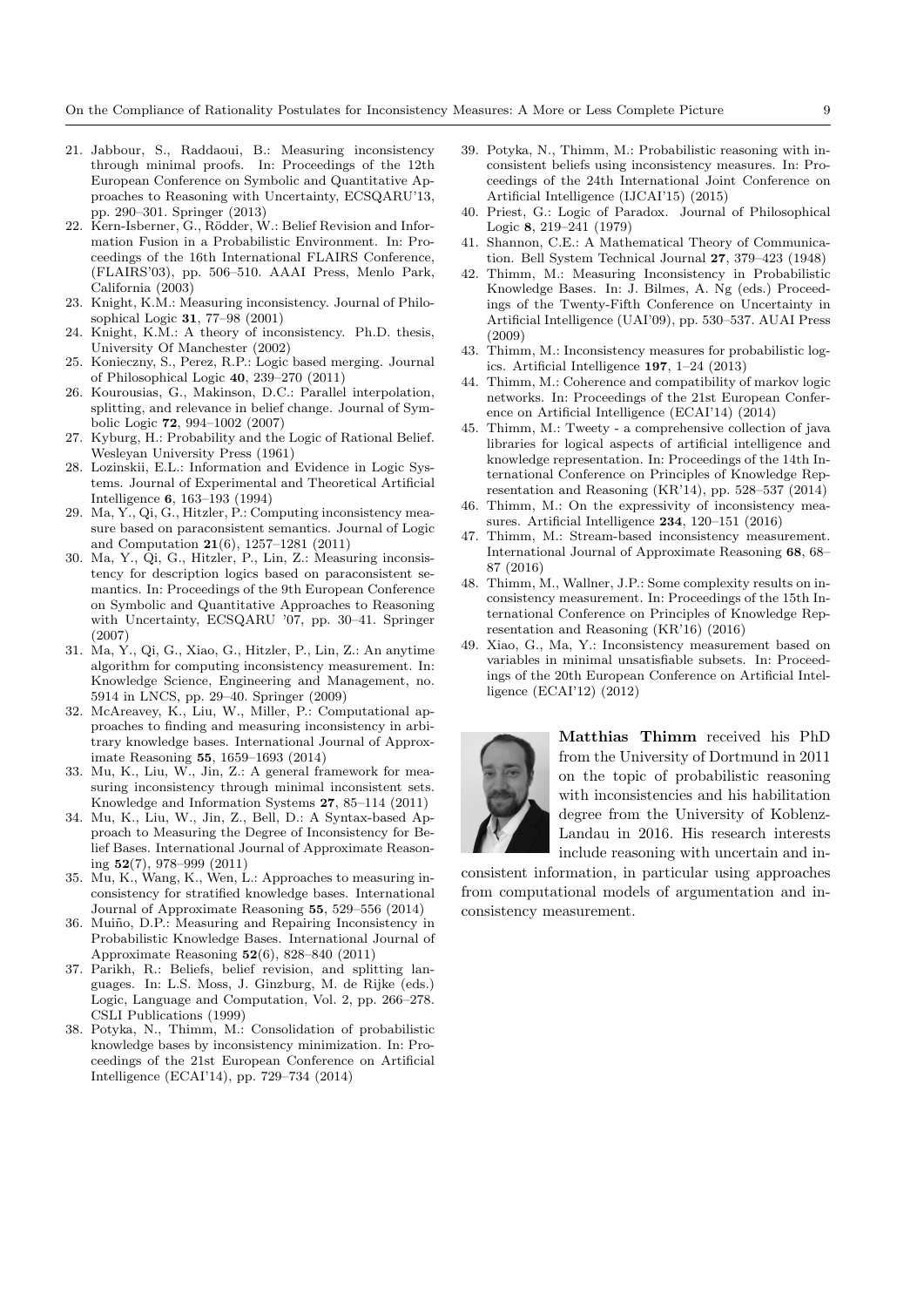21. Jabbour, S., Raddaoui, B.: Measuring inconsistency through minimal proofs. In: Proceedings of the 12th European Conference on Symbolic and Quantitative Approaches to Reasoning with Uncertainty, ECSQARU'13, pp. 290–301. Springer (2013)
22. Kern-Isberner, G., Rödder, W.: Belief Revision and Information Fusion in a Probabilistic Environment. In: Proceedings of the 16th International FLAIRS Conference, (FLAIRS'03), pp. 506–510. AAAI Press, Menlo Park, California (2003)
23. Knight, K.M.: Measuring inconsistency. Journal of Philosophical Logic **31**, 77–98 (2001)
24. Knight, K.M.: A theory of inconsistency. Ph.D. thesis, University Of Manchester (2002)
25. Konieczny, S., Perez, R.P.: Logic based merging. Journal of Philosophical Logic **40**, 239–270 (2011)
26. Kourousias, G., Makinson, D.C.: Parallel interpolation, splitting, and relevance in belief change. Journal of Symbolic Logic **72**, 994–1002 (2007)
27. Kyburg, H.: Probability and the Logic of Rational Belief. Wesleyan University Press (1961)
28. Lozinskii, E.L.: Information and Evidence in Logic Systems. Journal of Experimental and Theoretical Artificial Intelligence **6**, 163–193 (1994)
29. Ma, Y., Qi, G., Hitzler, P.: Computing inconsistency measure based on paraconsistent semantics. Journal of Logic and Computation **21**(6), 1257–1281 (2011)
30. Ma, Y., Qi, G., Hitzler, P., Lin, Z.: Measuring inconsistency for description logics based on paraconsistent semantics. In: Proceedings of the 9th European Conference on Symbolic and Quantitative Approaches to Reasoning with Uncertainty, ECSQARU '07, pp. 30–41. Springer (2007)
31. Ma, Y., Qi, G., Xiao, G., Hitzler, P., Lin, Z.: An anytime algorithm for computing inconsistency measurement. In: Knowledge Science, Engineering and Management, no. 5914 in LNCS, pp. 29–40. Springer (2009)
32. McAreavey, K., Liu, W., Miller, P.: Computational approaches to finding and measuring inconsistency in arbitrary knowledge bases. International Journal of Approximate Reasoning **55**, 1659–1693 (2014)
33. Mu, K., Liu, W., Jin, Z.: A general framework for measuring inconsistency through minimal inconsistent sets. Knowledge and Information Systems **27**, 85–114 (2011)
34. Mu, K., Liu, W., Jin, Z., Bell, D.: A Syntax-based Approach to Measuring the Degree of Inconsistency for Belief Bases. International Journal of Approximate Reasoning **52**(7), 978–999 (2011)
35. Mu, K., Wang, K., Wen, L.: Approaches to measuring inconsistency for stratified knowledge bases. International Journal of Approximate Reasoning **55**, 529–556 (2014)
36. Muiño, D.P.: Measuring and Repairing Inconsistency in Probabilistic Knowledge Bases. International Journal of Approximate Reasoning **52**(6), 828–840 (2011)
37. Parikh, R.: Beliefs, belief revision, and splitting languages. In: L.S. Moss, J. Ginzburg, M. de Rijke (eds.) Logic, Language and Computation, Vol. 2, pp. 266–278. CSLI Publications (1999)
38. Potyka, N., Thimm, M.: Consolidation of probabilistic knowledge bases by inconsistency minimization. In: Proceedings of the 21st European Conference on Artificial Intelligence (ECAI'14), pp. 729–734 (2014)
39. Potyka, N., Thimm, M.: Probabilistic reasoning with inconsistent beliefs using inconsistency measures. In: Proceedings of the 24th International Joint Conference on Artificial Intelligence (IJCAI'15) (2015)
40. Priest, G.: Logic of Paradox. Journal of Philosophical Logic **8**, 219–241 (1979)
41. Shannon, C.E.: A Mathematical Theory of Communication. Bell System Technical Journal **27**, 379–423 (1948)
42. Thimm, M.: Measuring Inconsistency in Probabilistic Knowledge Bases. In: J. Bilmes, A. Ng (eds.) Proceedings of the Twenty-Fifth Conference on Uncertainty in Artificial Intelligence (UAI'09), pp. 530–537. AUAI Press (2009)
43. Thimm, M.: Inconsistency measures for probabilistic logics. Artificial Intelligence **197**, 1–24 (2013)
44. Thimm, M.: Coherence and compatibility of markov logic networks. In: Proceedings of the 21st European Conference on Artificial Intelligence (ECAI'14) (2014)
45. Thimm, M.: Tweety - a comprehensive collection of java libraries for logical aspects of artificial intelligence and knowledge representation. In: Proceedings of the 14th International Conference on Principles of Knowledge Representation and Reasoning (KR'14), pp. 528–537 (2014)
46. Thimm, M.: On the expressivity of inconsistency measures. Artificial Intelligence **234**, 120–151 (2016)
47. Thimm, M.: Stream-based inconsistency measurement. International Journal of Approximate Reasoning **68**, 68–87 (2016)
48. Thimm, M., Wallner, J.P.: Some complexity results on inconsistency measurement. In: Proceedings of the 15th International Conference on Principles of Knowledge Representation and Reasoning (KR'16) (2016)
49. Xiao, G., Ma, Y.: Inconsistency measurement based on variables in minimal unsatisfiable subsets. In: Proceedings of the 20th European Conference on Artificial Intelligence (ECAI'12) (2012)

**Matthias Thimm** received his PhD from the University of Dortmund in 2011 on the topic of probabilistic reasoning with inconsistencies and his habilitation degree from the University of Koblenz-Landau in 2016. His research interests include reasoning with uncertain and inconsistent information, in particular using approaches from computational models of argumentation and inconsistency measurement.